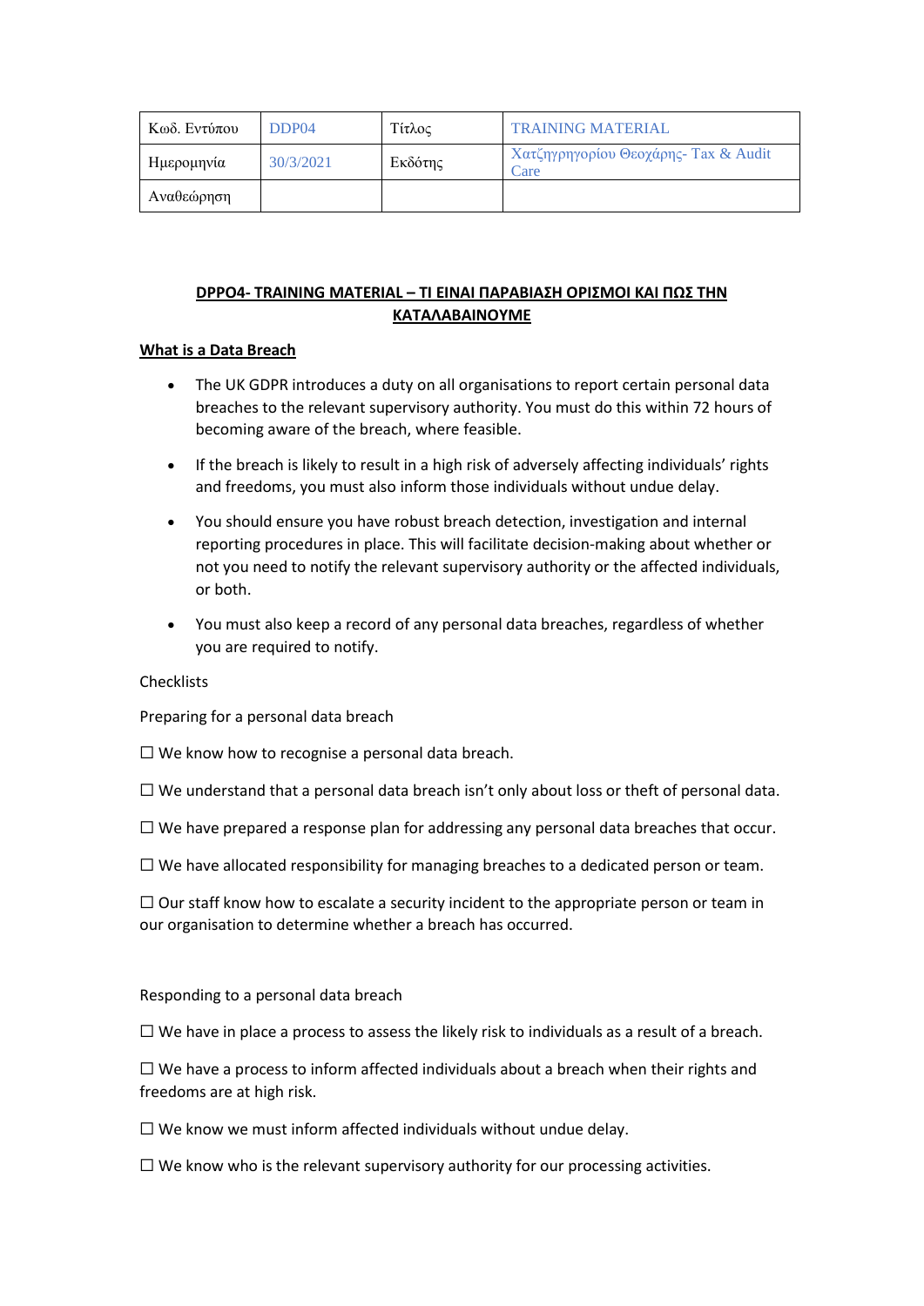| Κωδ. Εντύπου | DDP04 | Τίτλος | TRAINING MATERIAL |
|---|---|---|---|
| Ημερομηνία | 30/3/2021 | Εκδότης | Χατζηγρηγορίου Θεοχάρης- Tax & Audit Care |
| Αναθεώρηση | | | |

## DPPO4- TRAINING MATERIAL – ΤΙ ΕΙΝΑΙ ΠΑΡΑΒΙΑΣΗ ΟΡΙΣΜΟΙ ΚΑΙ ΠΩΣ ΤΗΝ ΚΑΤΑΛΑΒΑΙΝΟΥΜΕ

### What is a Data Breach

- The UK GDPR introduces a duty on all organisations to report certain personal data breaches to the relevant supervisory authority. You must do this within 72 hours of becoming aware of the breach, where feasible.
- If the breach is likely to result in a high risk of adversely affecting individuals' rights and freedoms, you must also inform those individuals without undue delay.
- You should ensure you have robust breach detection, investigation and internal reporting procedures in place. This will facilitate decision-making about whether or not you need to notify the relevant supervisory authority or the affected individuals, or both.
- You must also keep a record of any personal data breaches, regardless of whether you are required to notify.

Checklists

Preparing for a personal data breach

☐ We know how to recognise a personal data breach.

☐ We understand that a personal data breach isn't only about loss or theft of personal data.

☐ We have prepared a response plan for addressing any personal data breaches that occur.

☐ We have allocated responsibility for managing breaches to a dedicated person or team.

☐ Our staff know how to escalate a security incident to the appropriate person or team in our organisation to determine whether a breach has occurred.

Responding to a personal data breach

☐ We have in place a process to assess the likely risk to individuals as a result of a breach.

☐ We have a process to inform affected individuals about a breach when their rights and freedoms are at high risk.

☐ We know we must inform affected individuals without undue delay.

☐ We know who is the relevant supervisory authority for our processing activities.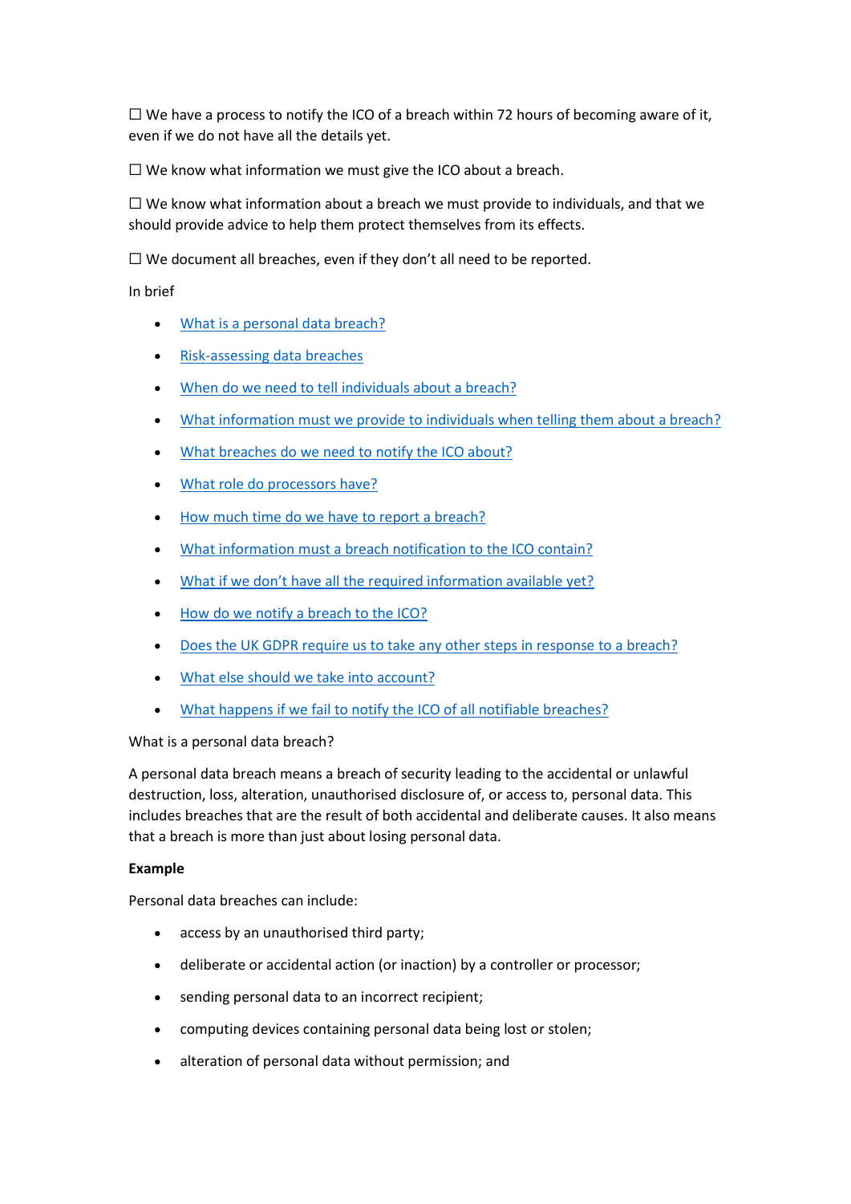☐ We have a process to notify the ICO of a breach within 72 hours of becoming aware of it, even if we do not have all the details yet.

☐ We know what information we must give the ICO about a breach.

☐ We know what information about a breach we must provide to individuals, and that we should provide advice to help them protect themselves from its effects.

☐ We document all breaches, even if they don't all need to be reported.

In brief

- What is a personal data breach?
- Risk-assessing data breaches
- When do we need to tell individuals about a breach?
- What information must we provide to individuals when telling them about a breach?
- What breaches do we need to notify the ICO about?
- What role do processors have?
- How much time do we have to report a breach?
- What information must a breach notification to the ICO contain?
- What if we don't have all the required information available yet?
- How do we notify a breach to the ICO?
- Does the UK GDPR require us to take any other steps in response to a breach?
- What else should we take into account?
- What happens if we fail to notify the ICO of all notifiable breaches?

What is a personal data breach?

A personal data breach means a breach of security leading to the accidental or unlawful destruction, loss, alteration, unauthorised disclosure of, or access to, personal data. This includes breaches that are the result of both accidental and deliberate causes. It also means that a breach is more than just about losing personal data.

**Example**

Personal data breaches can include:

- access by an unauthorised third party;
- deliberate or accidental action (or inaction) by a controller or processor;
- sending personal data to an incorrect recipient;
- computing devices containing personal data being lost or stolen;
- alteration of personal data without permission; and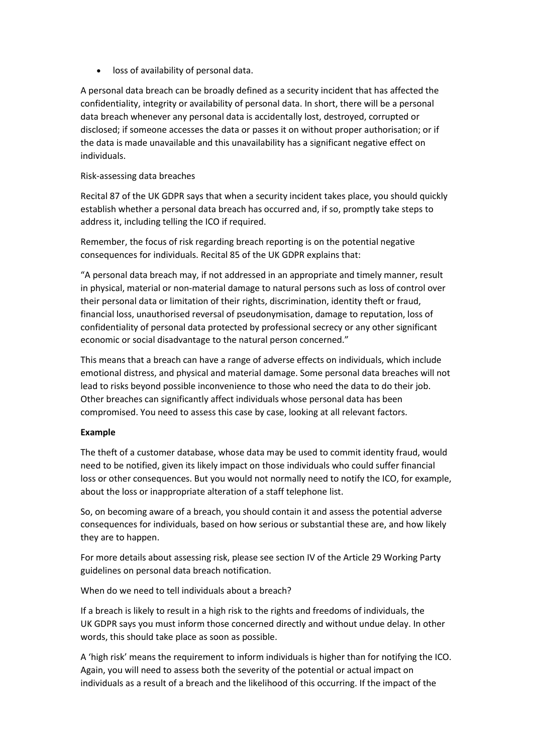- loss of availability of personal data.

A personal data breach can be broadly defined as a security incident that has affected the confidentiality, integrity or availability of personal data. In short, there will be a personal data breach whenever any personal data is accidentally lost, destroyed, corrupted or disclosed; if someone accesses the data or passes it on without proper authorisation; or if the data is made unavailable and this unavailability has a significant negative effect on individuals.

Risk-assessing data breaches

Recital 87 of the UK GDPR says that when a security incident takes place, you should quickly establish whether a personal data breach has occurred and, if so, promptly take steps to address it, including telling the ICO if required.

Remember, the focus of risk regarding breach reporting is on the potential negative consequences for individuals. Recital 85 of the UK GDPR explains that:

"A personal data breach may, if not addressed in an appropriate and timely manner, result in physical, material or non-material damage to natural persons such as loss of control over their personal data or limitation of their rights, discrimination, identity theft or fraud, financial loss, unauthorised reversal of pseudonymisation, damage to reputation, loss of confidentiality of personal data protected by professional secrecy or any other significant economic or social disadvantage to the natural person concerned."

This means that a breach can have a range of adverse effects on individuals, which include emotional distress, and physical and material damage. Some personal data breaches will not lead to risks beyond possible inconvenience to those who need the data to do their job. Other breaches can significantly affect individuals whose personal data has been compromised. You need to assess this case by case, looking at all relevant factors.

**Example**

The theft of a customer database, whose data may be used to commit identity fraud, would need to be notified, given its likely impact on those individuals who could suffer financial loss or other consequences. But you would not normally need to notify the ICO, for example, about the loss or inappropriate alteration of a staff telephone list.

So, on becoming aware of a breach, you should contain it and assess the potential adverse consequences for individuals, based on how serious or substantial these are, and how likely they are to happen.

For more details about assessing risk, please see section IV of the Article 29 Working Party guidelines on personal data breach notification.

When do we need to tell individuals about a breach?

If a breach is likely to result in a high risk to the rights and freedoms of individuals, the UK GDPR says you must inform those concerned directly and without undue delay. In other words, this should take place as soon as possible.

A 'high risk' means the requirement to inform individuals is higher than for notifying the ICO. Again, you will need to assess both the severity of the potential or actual impact on individuals as a result of a breach and the likelihood of this occurring. If the impact of the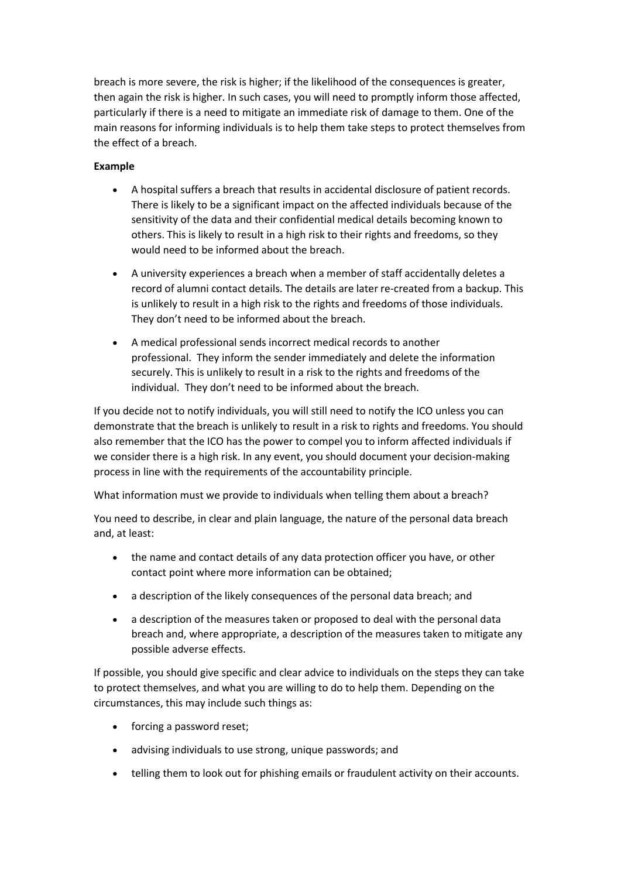breach is more severe, the risk is higher; if the likelihood of the consequences is greater, then again the risk is higher. In such cases, you will need to promptly inform those affected, particularly if there is a need to mitigate an immediate risk of damage to them. One of the main reasons for informing individuals is to help them take steps to protect themselves from the effect of a breach.

**Example**

- A hospital suffers a breach that results in accidental disclosure of patient records. There is likely to be a significant impact on the affected individuals because of the sensitivity of the data and their confidential medical details becoming known to others. This is likely to result in a high risk to their rights and freedoms, so they would need to be informed about the breach.
- A university experiences a breach when a member of staff accidentally deletes a record of alumni contact details. The details are later re-created from a backup. This is unlikely to result in a high risk to the rights and freedoms of those individuals. They don't need to be informed about the breach.
- A medical professional sends incorrect medical records to another professional. They inform the sender immediately and delete the information securely. This is unlikely to result in a risk to the rights and freedoms of the individual. They don't need to be informed about the breach.

If you decide not to notify individuals, you will still need to notify the ICO unless you can demonstrate that the breach is unlikely to result in a risk to rights and freedoms. You should also remember that the ICO has the power to compel you to inform affected individuals if we consider there is a high risk. In any event, you should document your decision-making process in line with the requirements of the accountability principle.

What information must we provide to individuals when telling them about a breach?

You need to describe, in clear and plain language, the nature of the personal data breach and, at least:

- the name and contact details of any data protection officer you have, or other contact point where more information can be obtained;
- a description of the likely consequences of the personal data breach; and
- a description of the measures taken or proposed to deal with the personal data breach and, where appropriate, a description of the measures taken to mitigate any possible adverse effects.

If possible, you should give specific and clear advice to individuals on the steps they can take to protect themselves, and what you are willing to do to help them. Depending on the circumstances, this may include such things as:

- forcing a password reset;
- advising individuals to use strong, unique passwords; and
- telling them to look out for phishing emails or fraudulent activity on their accounts.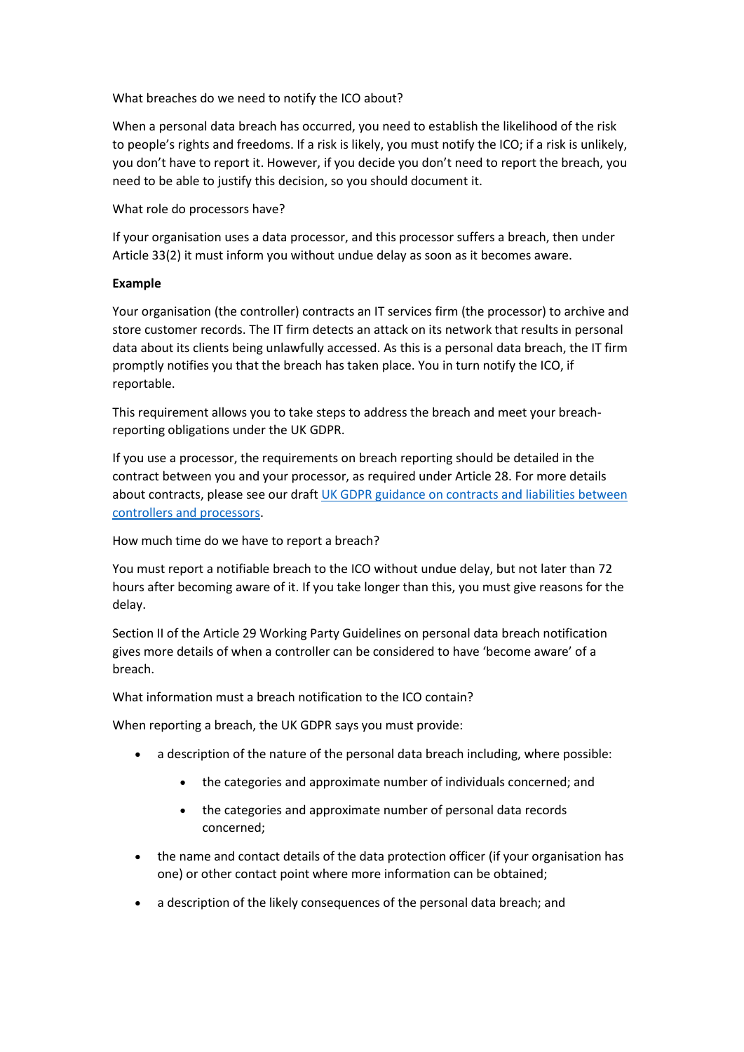What breaches do we need to notify the ICO about?

When a personal data breach has occurred, you need to establish the likelihood of the risk to people's rights and freedoms. If a risk is likely, you must notify the ICO; if a risk is unlikely, you don't have to report it. However, if you decide you don't need to report the breach, you need to be able to justify this decision, so you should document it.

What role do processors have?

If your organisation uses a data processor, and this processor suffers a breach, then under Article 33(2) it must inform you without undue delay as soon as it becomes aware.

**Example**

Your organisation (the controller) contracts an IT services firm (the processor) to archive and store customer records. The IT firm detects an attack on its network that results in personal data about its clients being unlawfully accessed. As this is a personal data breach, the IT firm promptly notifies you that the breach has taken place. You in turn notify the ICO, if reportable.

This requirement allows you to take steps to address the breach and meet your breach-reporting obligations under the UK GDPR.

If you use a processor, the requirements on breach reporting should be detailed in the contract between you and your processor, as required under Article 28. For more details about contracts, please see our draft [UK GDPR guidance on contracts and liabilities between controllers and processors]().

How much time do we have to report a breach?

You must report a notifiable breach to the ICO without undue delay, but not later than 72 hours after becoming aware of it. If you take longer than this, you must give reasons for the delay.

Section II of the Article 29 Working Party Guidelines on personal data breach notification gives more details of when a controller can be considered to have 'become aware' of a breach.

What information must a breach notification to the ICO contain?

When reporting a breach, the UK GDPR says you must provide:

- a description of the nature of the personal data breach including, where possible:
    - the categories and approximate number of individuals concerned; and
    - the categories and approximate number of personal data records concerned;
- the name and contact details of the data protection officer (if your organisation has one) or other contact point where more information can be obtained;
- a description of the likely consequences of the personal data breach; and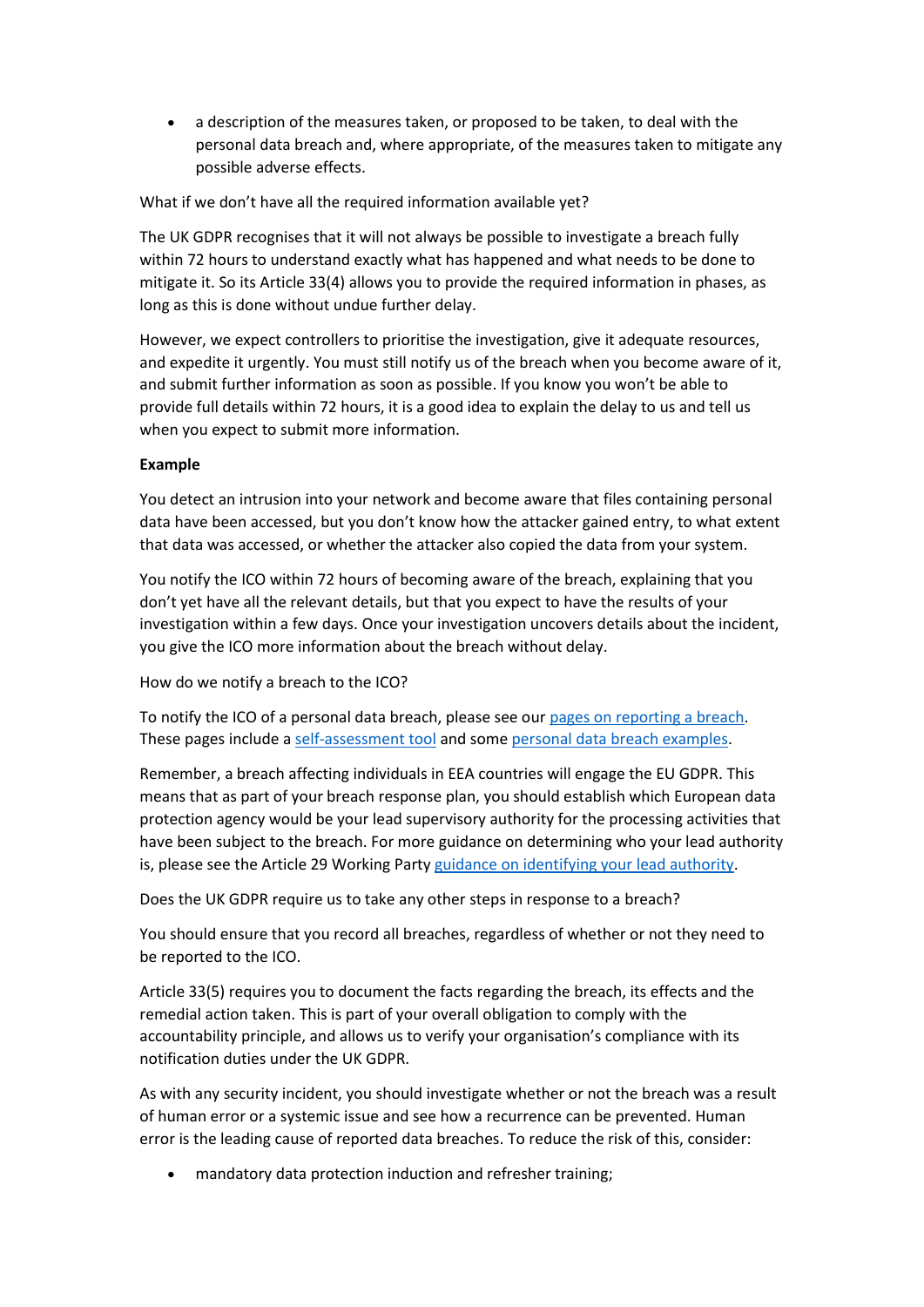- a description of the measures taken, or proposed to be taken, to deal with the personal data breach and, where appropriate, of the measures taken to mitigate any possible adverse effects.

What if we don't have all the required information available yet?

The UK GDPR recognises that it will not always be possible to investigate a breach fully within 72 hours to understand exactly what has happened and what needs to be done to mitigate it. So its Article 33(4) allows you to provide the required information in phases, as long as this is done without undue further delay.

However, we expect controllers to prioritise the investigation, give it adequate resources, and expedite it urgently. You must still notify us of the breach when you become aware of it, and submit further information as soon as possible. If you know you won't be able to provide full details within 72 hours, it is a good idea to explain the delay to us and tell us when you expect to submit more information.

**Example**

You detect an intrusion into your network and become aware that files containing personal data have been accessed, but you don't know how the attacker gained entry, to what extent that data was accessed, or whether the attacker also copied the data from your system.

You notify the ICO within 72 hours of becoming aware of the breach, explaining that you don't yet have all the relevant details, but that you expect to have the results of your investigation within a few days. Once your investigation uncovers details about the incident, you give the ICO more information about the breach without delay.

How do we notify a breach to the ICO?

To notify the ICO of a personal data breach, please see our pages on reporting a breach. These pages include a self-assessment tool and some personal data breach examples.

Remember, a breach affecting individuals in EEA countries will engage the EU GDPR. This means that as part of your breach response plan, you should establish which European data protection agency would be your lead supervisory authority for the processing activities that have been subject to the breach. For more guidance on determining who your lead authority is, please see the Article 29 Working Party guidance on identifying your lead authority.

Does the UK GDPR require us to take any other steps in response to a breach?

You should ensure that you record all breaches, regardless of whether or not they need to be reported to the ICO.

Article 33(5) requires you to document the facts regarding the breach, its effects and the remedial action taken. This is part of your overall obligation to comply with the accountability principle, and allows us to verify your organisation's compliance with its notification duties under the UK GDPR.

As with any security incident, you should investigate whether or not the breach was a result of human error or a systemic issue and see how a recurrence can be prevented. Human error is the leading cause of reported data breaches. To reduce the risk of this, consider:

- mandatory data protection induction and refresher training;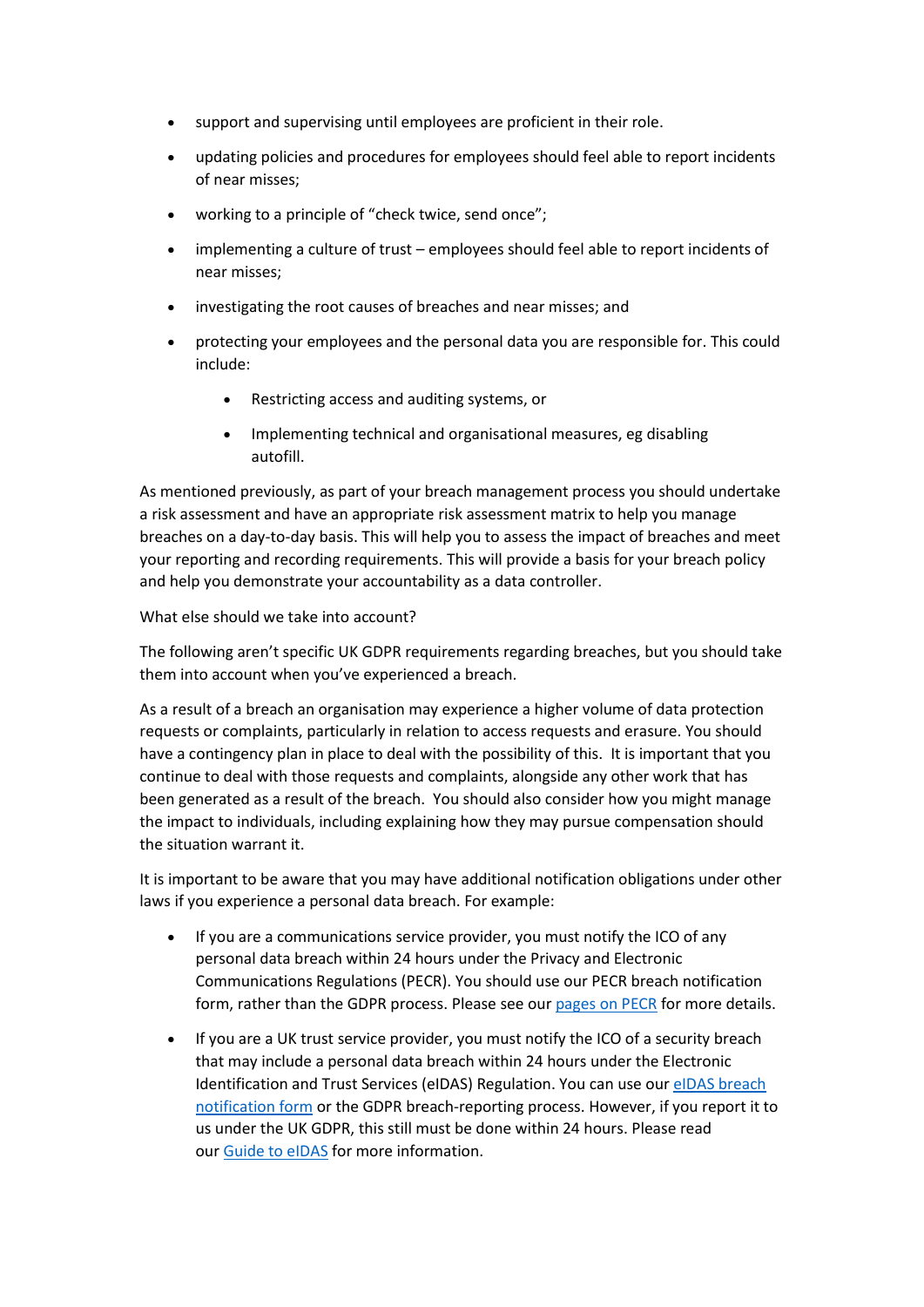- support and supervising until employees are proficient in their role.
- updating policies and procedures for employees should feel able to report incidents of near misses;
- working to a principle of "check twice, send once";
- implementing a culture of trust – employees should feel able to report incidents of near misses;
- investigating the root causes of breaches and near misses; and
- protecting your employees and the personal data you are responsible for. This could include:
    - Restricting access and auditing systems, or
    - Implementing technical and organisational measures, eg disabling autofill.

As mentioned previously, as part of your breach management process you should undertake a risk assessment and have an appropriate risk assessment matrix to help you manage breaches on a day-to-day basis. This will help you to assess the impact of breaches and meet your reporting and recording requirements. This will provide a basis for your breach policy and help you demonstrate your accountability as a data controller.

What else should we take into account?

The following aren't specific UK GDPR requirements regarding breaches, but you should take them into account when you've experienced a breach.

As a result of a breach an organisation may experience a higher volume of data protection requests or complaints, particularly in relation to access requests and erasure. You should have a contingency plan in place to deal with the possibility of this. It is important that you continue to deal with those requests and complaints, alongside any other work that has been generated as a result of the breach. You should also consider how you might manage the impact to individuals, including explaining how they may pursue compensation should the situation warrant it.

It is important to be aware that you may have additional notification obligations under other laws if you experience a personal data breach. For example:

- If you are a communications service provider, you must notify the ICO of any personal data breach within 24 hours under the Privacy and Electronic Communications Regulations (PECR). You should use our PECR breach notification form, rather than the GDPR process. Please see our [pages on PECR] for more details.
- If you are a UK trust service provider, you must notify the ICO of a security breach that may include a personal data breach within 24 hours under the Electronic Identification and Trust Services (eIDAS) Regulation. You can use our [eIDAS breach notification form] or the GDPR breach-reporting process. However, if you report it to us under the UK GDPR, this still must be done within 24 hours. Please read our [Guide to eIDAS] for more information.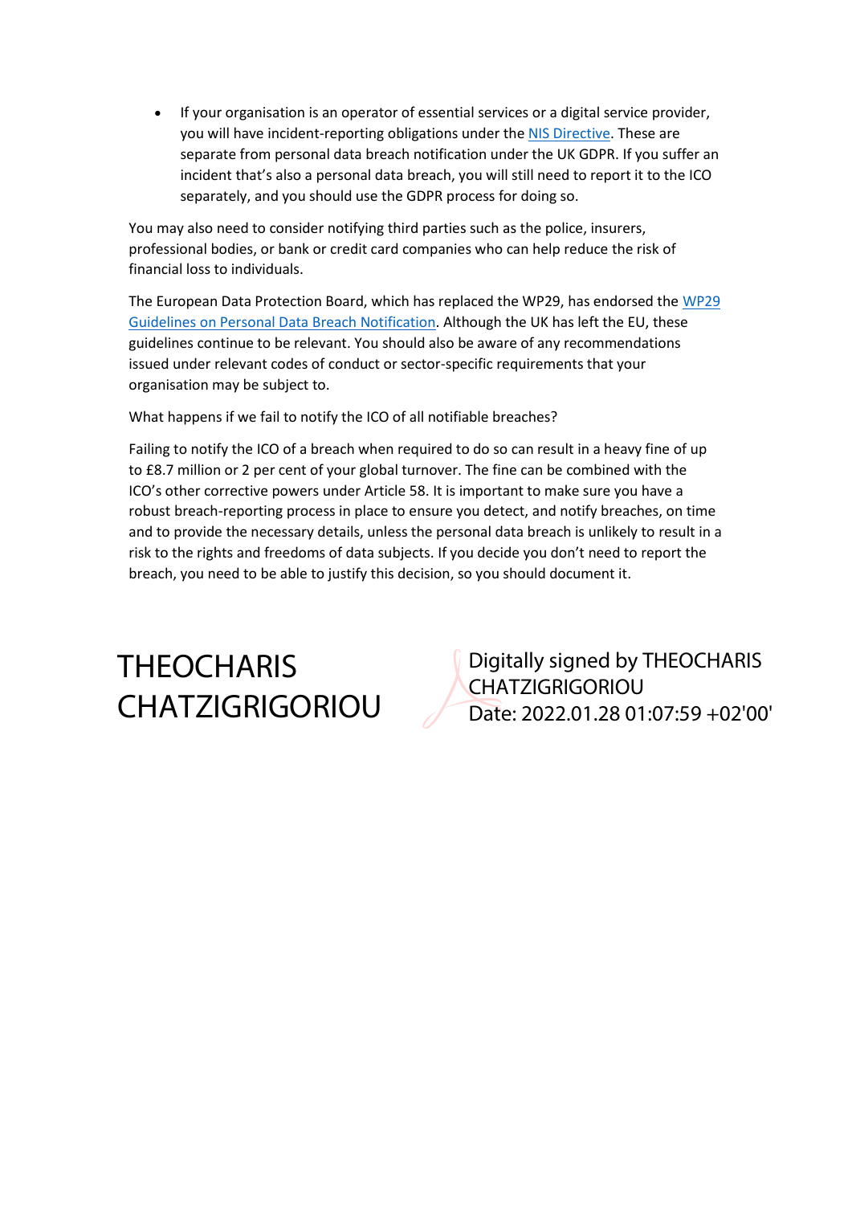- If your organisation is an operator of essential services or a digital service provider, you will have incident-reporting obligations under the NIS Directive. These are separate from personal data breach notification under the UK GDPR. If you suffer an incident that's also a personal data breach, you will still need to report it to the ICO separately, and you should use the GDPR process for doing so.

You may also need to consider notifying third parties such as the police, insurers, professional bodies, or bank or credit card companies who can help reduce the risk of financial loss to individuals.

The European Data Protection Board, which has replaced the WP29, has endorsed the WP29 Guidelines on Personal Data Breach Notification. Although the UK has left the EU, these guidelines continue to be relevant. You should also be aware of any recommendations issued under relevant codes of conduct or sector-specific requirements that your organisation may be subject to.

What happens if we fail to notify the ICO of all notifiable breaches?

Failing to notify the ICO of a breach when required to do so can result in a heavy fine of up to £8.7 million or 2 per cent of your global turnover. The fine can be combined with the ICO's other corrective powers under Article 58. It is important to make sure you have a robust breach-reporting process in place to ensure you detect, and notify breaches, on time and to provide the necessary details, unless the personal data breach is unlikely to result in a risk to the rights and freedoms of data subjects. If you decide you don't need to report the breach, you need to be able to justify this decision, so you should document it.

THEOCHARIS CHATZIGRIGORIOU

Digitally signed by THEOCHARIS CHATZIGRIGORIOU
Date: 2022.01.28 01:07:59 +02'00'